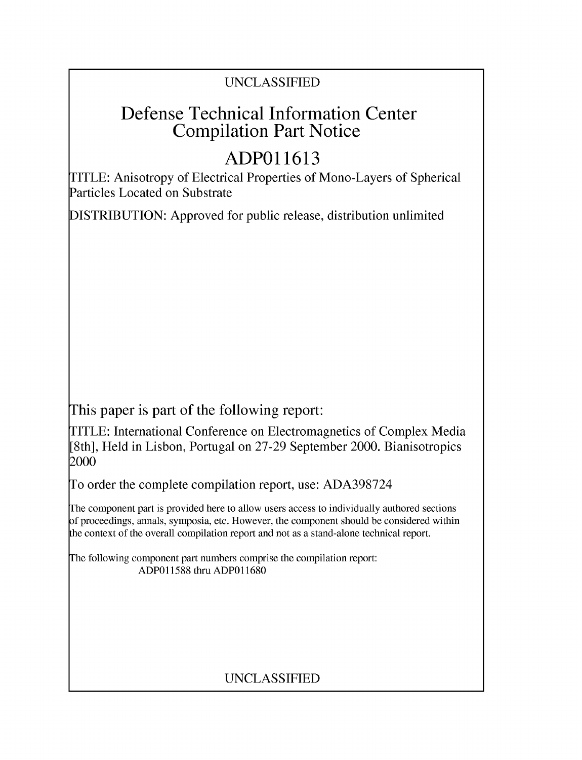UNCLASSIFIED

# Defense Technical Information Center Compilation Part Notice

# ADP011613

TITLE: Anisotropy of Electrical Properties of Mono-Layers of Spherical Particles Located on Substrate

DISTRIBUTION: Approved for public release, distribution unlimited

This paper is part of the following report:

TITLE: International Conference on Electromagnetics of Complex Media [8th], Held in Lisbon, Portugal on 27-29 September 2000. Bianisotropics 2000

To order the complete compilation report, use: ADA398724

The component part is provided here to allow users access to individually authored sections of proceedings, annals, symposia, etc. However, the component should be considered within the context of the overall compilation report and not as a stand-alone technical report.

The following component part numbers comprise the compilation report:
ADP011588 thru ADP011680

UNCLASSIFIED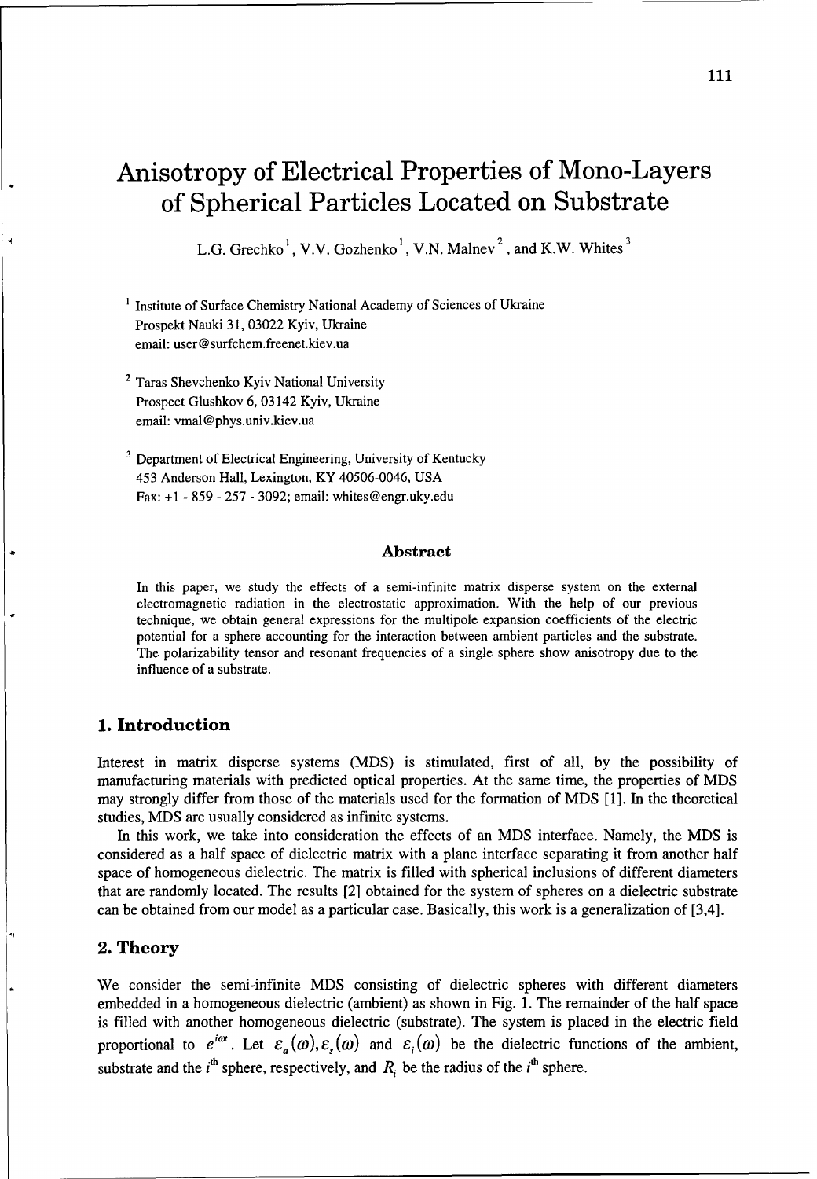# Anisotropy of Electrical Properties of Mono-Layers of Spherical Particles Located on Substrate

L.G. Grechko [1], V.V. Gozhenko [1], V.N. Malnev [2], and K.W. Whites [3]

[1] Institute of Surface Chemistry National Academy of Sciences of Ukraine
Prospekt Nauki 31, 03022 Kyiv, Ukraine
email: user@surfchem.freenet.kiev.ua

[2] Taras Shevchenko Kyiv National University
Prospect Glushkov 6, 03142 Kyiv, Ukraine
email: vmal@phys.univ.kiev.ua

[3] Department of Electrical Engineering, University of Kentucky
453 Anderson Hall, Lexington, KY 40506-0046, USA
Fax: +1 - 859 - 257 - 3092; email: whites@engr.uky.edu

**Abstract**

In this paper, we study the effects of a semi-infinite matrix disperse system on the external electromagnetic radiation in the electrostatic approximation. With the help of our previous technique, we obtain general expressions for the multipole expansion coefficients of the electric potential for a sphere accounting for the interaction between ambient particles and the substrate. The polarizability tensor and resonant frequencies of a single sphere show anisotropy due to the influence of a substrate.

## 1. Introduction

Interest in matrix disperse systems (MDS) is stimulated, first of all, by the possibility of manufacturing materials with predicted optical properties. At the same time, the properties of MDS may strongly differ from those of the materials used for the formation of MDS [1]. In the theoretical studies, MDS are usually considered as infinite systems.

In this work, we take into consideration the effects of an MDS interface. Namely, the MDS is considered as a half space of dielectric matrix with a plane interface separating it from another half space of homogeneous dielectric. The matrix is filled with spherical inclusions of different diameters that are randomly located. The results [2] obtained for the system of spheres on a dielectric substrate can be obtained from our model as a particular case. Basically, this work is a generalization of [3,4].

## 2. Theory

We consider the semi-infinite MDS consisting of dielectric spheres with different diameters embedded in a homogeneous dielectric (ambient) as shown in Fig. 1. The remainder of the half space is filled with another homogeneous dielectric (substrate). The system is placed in the electric field proportional to $e^{i\omega t}$. Let $\varepsilon_a(\omega), \varepsilon_s(\omega)$ and $\varepsilon_i(\omega)$ be the dielectric functions of the ambient, substrate and the $i^{\text{th}}$ sphere, respectively, and $R_i$ be the radius of the $i^{\text{th}}$ sphere.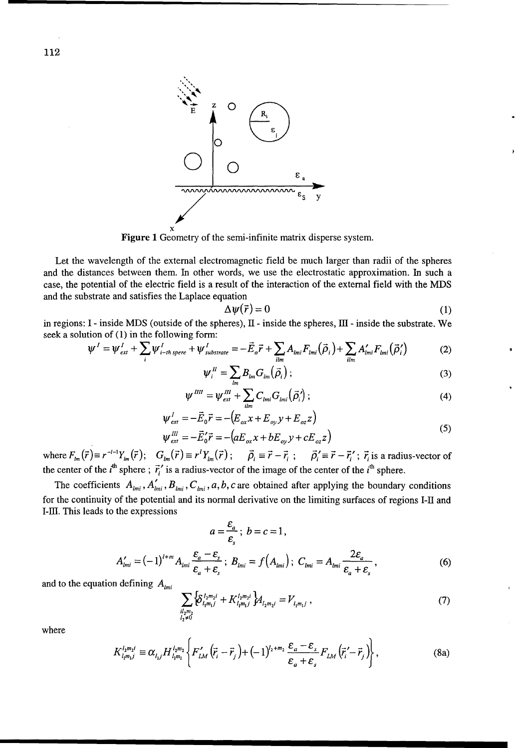**Figure 1** Geometry of the semi-infinite matrix disperse system.

Let the wavelength of the external electromagnetic field be much larger than radii of the spheres and the distances between them. In other words, we use the electrostatic approximation. In such a case, the potential of the electric field is a result of the interaction of the external field with the MDS and the substrate and satisfies the Laplace equation

$$\Delta\psi(\vec{r}) = 0 \tag{1}$$

in regions: I - inside MDS (outside of the spheres), II - inside the spheres, III - inside the substrate. We seek a solution of (1) in the following form:

$$\psi^{I} = \psi^{I}_{ext} + \sum_{i} \psi^{I}_{i-th\ spere} + \psi^{I}_{substrate} = -\vec{E}_0\vec{r} + \sum_{ilm} A_{lmi}F_{lmi}(\vec{\rho}_i) + \sum_{ilm} A'_{lmi}F_{lmi}(\vec{\rho}'_i) \tag{2}$$

$$\psi^{II}_i = \sum_{lm} B_{lm}G_{lm}(\vec{\rho}_i)\,; \tag{3}$$

$$\psi^{IIII} = \psi^{III}_{ext} + \sum_{ilm} C_{lmi}G_{lmi}(\vec{\rho}'_i)\,; \tag{4}$$

$$\begin{aligned} \psi^{I}_{ext} &= -\vec{E}_0\vec{r} = -(E_{ox}x + E_{oy}y + E_{oz}z) \\ \psi^{III}_{ext} &= -\vec{E}'_0\vec{r} = -(aE_{ox}x + bE_{oy}y + cE_{oz}z) \end{aligned} \tag{5}$$

where $F_{lm}(\vec{r}) \equiv r^{-l-1}Y_{lm}(\vec{r})$; $G_{lm}(\vec{r}) \equiv r^{l}Y_{lm}(\vec{r})$; $\vec{\rho}_i \equiv \vec{r} - \vec{r}_i$ ; $\vec{\rho}'_i \equiv \vec{r} - \vec{r}'_i$ ; $\vec{r}_i$ is a radius-vector of the center of the $i^{th}$ sphere ; $\vec{r}'_i$ is a radius-vector of the image of the center of the $i^{th}$ sphere.

The coefficients $A_{lmi}, A'_{lmi}, B_{lmi}, C_{lmi}, a, b, c$ are obtained after applying the boundary conditions for the continuity of the potential and its normal derivative on the limiting surfaces of regions I-II and I-III. This leads to the expressions

$$a = \frac{\varepsilon_a}{\varepsilon_s}\,;\; b = c = 1,$$

$$A'_{lmi} = (-1)^{l+m} A_{lmi}\frac{\varepsilon_a - \varepsilon_s}{\varepsilon_a + \varepsilon_s}\,;\; B_{lmi} = f(A_{lmi})\,;\; C_{lmi} = A_{lmi}\frac{2\varepsilon_a}{\varepsilon_a + \varepsilon_s}, \tag{6}$$

and to the equation defining $A_{lmi}$

$$\sum_{\substack{il_2m_2 \\ l_2\neq 0}} \left\{\delta^{l_2m_2i}_{l_1m_1j} + K^{l_2m_2i}_{l_1m_1j}\right\} A_{l_2m_2i} = V_{l_1m_1j}\,, \tag{7}$$

where

$$K^{l_2m_2i}_{l_1m_1j} \equiv \alpha_{l_1j} H^{l_2m_2}_{l_1m_1}\left\{F'_{LM}(\vec{r}_i - \vec{r}_j) + (-1)^{l_2+m_2}\frac{\varepsilon_a - \varepsilon_s}{\varepsilon_a + \varepsilon_s}F_{LM}(\vec{r}'_i - \vec{r}_j)\right\}, \tag{8a}$$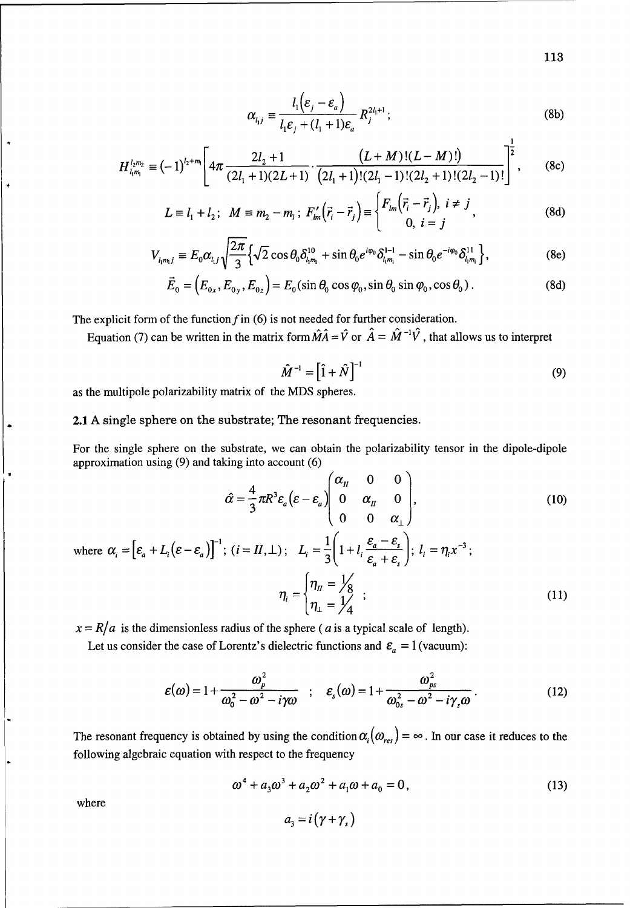$$\alpha_{l_1 j} \equiv \frac{l_1(\varepsilon_j - \varepsilon_a)}{l_1\varepsilon_j + (l_1+1)\varepsilon_a} R_j^{2l_1+1}; \tag{8b}$$

$$H_{l_1 m_1}^{l_2 m_2} \equiv (-1)^{l_2+m_1}\left[4\pi \frac{2l_2+1}{(2l_1+1)(2L+1)} \cdot \frac{(L+M)!(L-M)!)}{(2l_1+1)!(2l_1-1)!(2l_2+1)!(2l_2-1)!}\right]^{\frac{1}{2}}, \tag{8c}$$

$$L \equiv l_1 + l_2;\; M \equiv m_2 - m_1;\; F'_{lm}(\vec{r}_i - \vec{r}_j) \equiv \begin{cases} F_{lm}(\vec{r}_i - \vec{r}_j),\; i \neq j \\ 0,\; i = j \end{cases}, \tag{8d}$$

$$V_{l_1 m_1 j} \equiv E_0 \alpha_{l_1 j}\sqrt{\frac{2\pi}{3}}\left\{\sqrt{2}\cos\theta_0 \delta_{l_1 m_1}^{10} + \sin\theta_0 e^{i\varphi_0}\delta_{l_1 m_1}^{1-1} - \sin\theta_0 e^{-i\varphi_0}\delta_{l_1 m_1}^{11}\right\}, \tag{8e}$$

$$\vec{E}_0 = (E_{0x}, E_{0y}, E_{0z}) = E_0(\sin\theta_0\cos\varphi_0, \sin\theta_0\sin\varphi_0, \cos\theta_0). \tag{8d}$$

The explicit form of the function $f$ in (6) is not needed for further consideration.

Equation (7) can be written in the matrix form $\hat{M}\hat{A} = \hat{V}$ or $\hat{A} = \hat{M}^{-1}\hat{V}$, that allows us to interpret

$$\hat{M}^{-1} = \left[\hat{1} + \hat{N}\right]^{-1} \tag{9}$$

as the multipole polarizability matrix of the MDS spheres.

## 2.1 A single sphere on the substrate; The resonant frequencies.

For the single sphere on the substrate, we can obtain the polarizability tensor in the dipole-dipole approximation using (9) and taking into account (6)

$$\hat{\alpha} = \frac{4}{3}\pi R^3 \varepsilon_a(\varepsilon - \varepsilon_a)\begin{pmatrix} \alpha_{II} & 0 & 0 \\ 0 & \alpha_{II} & 0 \\ 0 & 0 & \alpha_{\perp} \end{pmatrix}, \tag{10}$$

where $\alpha_i = \left[\varepsilon_a + L_i(\varepsilon - \varepsilon_a)\right]^{-1}$; $(i = II, \perp)$; $L_i = \frac{1}{3}\left(1 + l_i \frac{\varepsilon_a - \varepsilon_s}{\varepsilon_a + \varepsilon_s}\right)$; $l_i = \eta_i x^{-3}$;

$$\eta_i = \begin{cases} \eta_{II} = \frac{1}{8} \\ \eta_{\perp} = \frac{1}{4} \end{cases}; \tag{11}$$

$x = R/a$ is the dimensionless radius of the sphere ( $a$ is a typical scale of length).

Let us consider the case of Lorentz's dielectric functions and $\varepsilon_a = 1$ (vacuum):

$$\varepsilon(\omega) = 1 + \frac{\omega_p^2}{\omega_0^2 - \omega^2 - i\gamma\omega} \quad ; \quad \varepsilon_s(\omega) = 1 + \frac{\omega_{ps}^2}{\omega_{0s}^2 - \omega^2 - i\gamma_s\omega}. \tag{12}$$

The resonant frequency is obtained by using the condition $\alpha_i(\omega_{res}) = \infty$. In our case it reduces to the following algebraic equation with respect to the frequency

$$\omega^4 + a_3\omega^3 + a_2\omega^2 + a_1\omega + a_0 = 0, \tag{13}$$

where

$$a_3 = i(\gamma + \gamma_s)$$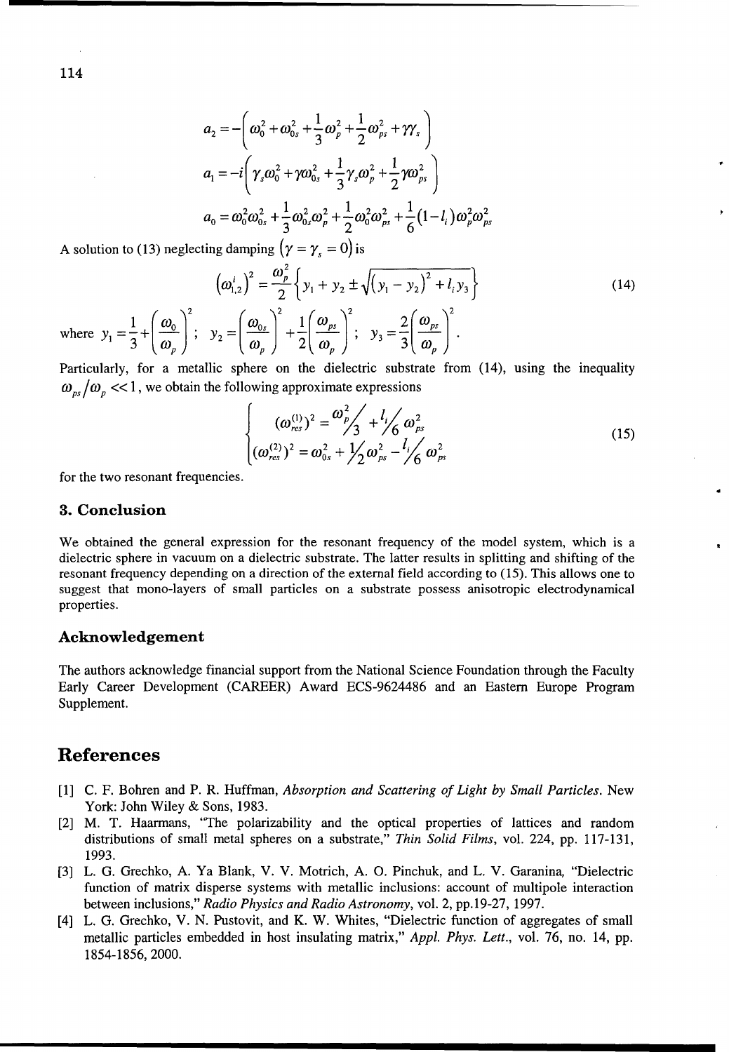$$a_2 = -\left(\omega_0^2 + \omega_{0s}^2 + \frac{1}{3}\omega_p^2 + \frac{1}{2}\omega_{ps}^2 + \gamma\gamma_s\right)$$

$$a_1 = -i\left(\gamma_s\omega_0^2 + \gamma\omega_{0s}^2 + \frac{1}{3}\gamma_s\omega_p^2 + \frac{1}{2}\gamma\omega_{ps}^2\right)$$

$$a_0 = \omega_0^2\omega_{0s}^2 + \frac{1}{3}\omega_{0s}^2\omega_p^2 + \frac{1}{2}\omega_0^2\omega_{ps}^2 + \frac{1}{6}(1-l_i)\omega_p^2\omega_{ps}^2$$

A solution to (13) neglecting damping $(\gamma = \gamma_s = 0)$ is

$$\left(\omega_{1,2}^i\right)^2 = \frac{\omega_p^2}{2}\left\{y_1 + y_2 \pm \sqrt{(y_1 - y_2)^2 + l_i y_3}\right\} \tag{14}$$

where $y_1 = \frac{1}{3} + \left(\frac{\omega_0}{\omega_p}\right)^2$; $y_2 = \left(\frac{\omega_{0s}}{\omega_p}\right)^2 + \frac{1}{2}\left(\frac{\omega_{ps}}{\omega_p}\right)^2$; $y_3 = \frac{2}{3}\left(\frac{\omega_{ps}}{\omega_p}\right)^2$.

Particularly, for a metallic sphere on the dielectric substrate from (14), using the inequality $\omega_{ps}/\omega_p << 1$, we obtain the following approximate expressions

$$\begin{cases} (\omega_{res}^{(1)})^2 = \omega_p^2/3 + l_i/6\,\omega_{ps}^2 \\ (\omega_{res}^{(2)})^2 = \omega_{0s}^2 + 1/2\,\omega_{ps}^2 - l_i/6\,\omega_{ps}^2 \end{cases} \tag{15}$$

for the two resonant frequencies.

## 3. Conclusion

We obtained the general expression for the resonant frequency of the model system, which is a dielectric sphere in vacuum on a dielectric substrate. The latter results in splitting and shifting of the resonant frequency depending on a direction of the external field according to (15). This allows one to suggest that mono-layers of small particles on a substrate possess anisotropic electrodynamical properties.

## Acknowledgement

The authors acknowledge financial support from the National Science Foundation through the Faculty Early Career Development (CAREER) Award ECS-9624486 and an Eastern Europe Program Supplement.

# References

[1] C. F. Bohren and P. R. Huffman, *Absorption and Scattering of Light by Small Particles*. New York: John Wiley & Sons, 1983.

[2] M. T. Haarmans, "The polarizability and the optical properties of lattices and random distributions of small metal spheres on a substrate," *Thin Solid Films*, vol. 224, pp. 117-131, 1993.

[3] L. G. Grechko, A. Ya Blank, V. V. Motrich, A. O. Pinchuk, and L. V. Garanina, "Dielectric function of matrix disperse systems with metallic inclusions: account of multipole interaction between inclusions," *Radio Physics and Radio Astronomy*, vol. 2, pp.19-27, 1997.

[4] L. G. Grechko, V. N. Pustovit, and K. W. Whites, "Dielectric function of aggregates of small metallic particles embedded in host insulating matrix," *Appl. Phys. Lett.*, vol. 76, no. 14, pp. 1854-1856, 2000.